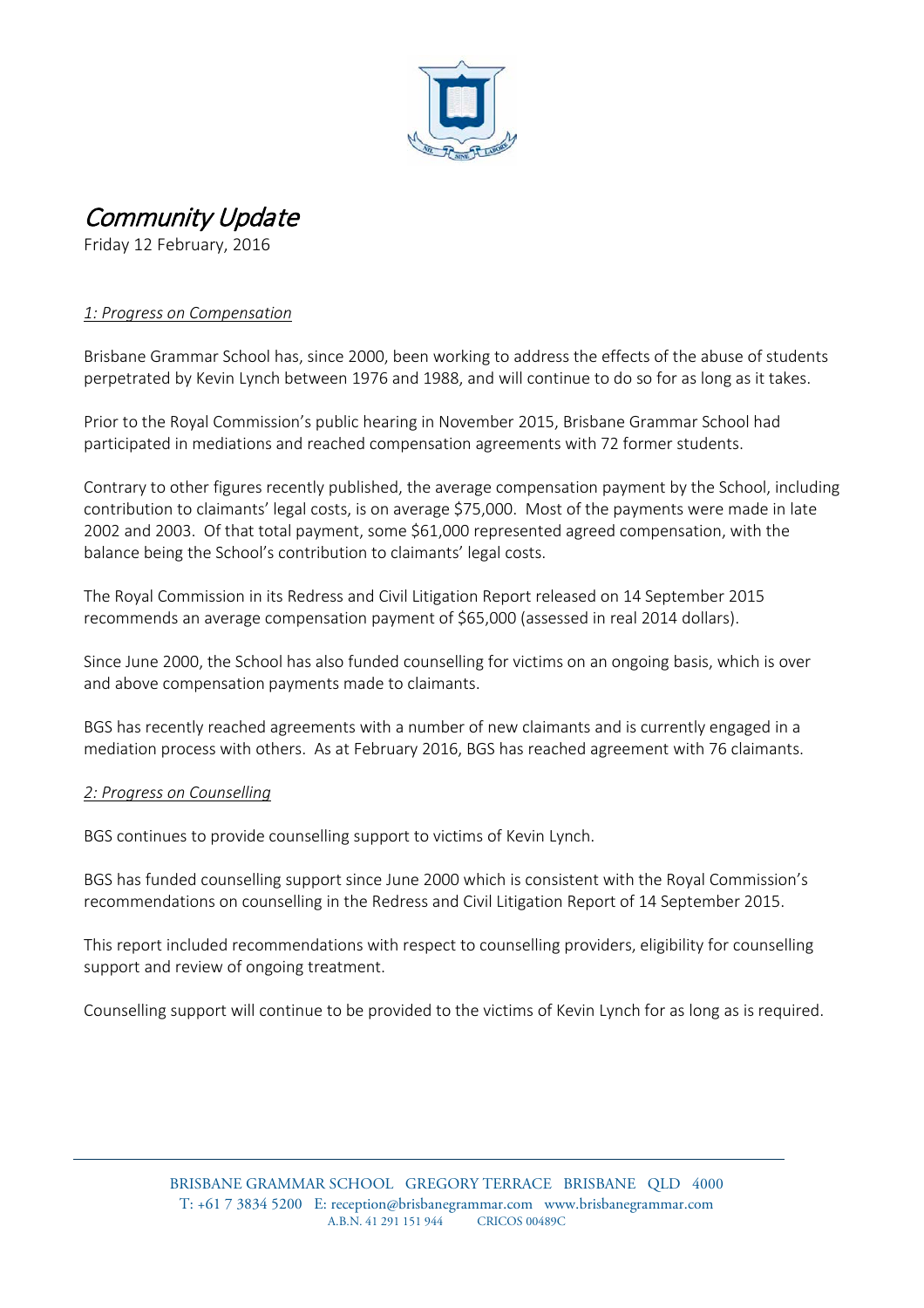# *Community Update*

Friday 12 February, 2016

## *1: Progress on Compensation*

Brisbane Grammar School has, since 2000, been working to address the effects of the abuse of students perpetrated by Kevin Lynch between 1976 and 1988, and will continue to do so for as long as it takes.

Prior to the Royal Commission's public hearing in November 2015, Brisbane Grammar School had participated in mediations and reached compensation agreements with 72 former students.

Contrary to other figures recently published, the average compensation payment by the School, including contribution to claimants' legal costs, is on average $75,000. Most of the payments were made in late 2002 and 2003. Of that total payment, some $61,000 represented agreed compensation, with the balance being the School's contribution to claimants' legal costs.

The Royal Commission in its Redress and Civil Litigation Report released on 14 September 2015 recommends an average compensation payment of $65,000 (assessed in real 2014 dollars).

Since June 2000, the School has also funded counselling for victims on an ongoing basis, which is over and above compensation payments made to claimants.

BGS has recently reached agreements with a number of new claimants and is currently engaged in a mediation process with others. As at February 2016, BGS has reached agreement with 76 claimants.

## *2: Progress on Counselling*

BGS continues to provide counselling support to victims of Kevin Lynch.

BGS has funded counselling support since June 2000 which is consistent with the Royal Commission's recommendations on counselling in the Redress and Civil Litigation Report of 14 September 2015.

This report included recommendations with respect to counselling providers, eligibility for counselling support and review of ongoing treatment.

Counselling support will continue to be provided to the victims of Kevin Lynch for as long as is required.

BRISBANE GRAMMAR SCHOOL GREGORY TERRACE BRISBANE QLD 4000
T: +61 7 3834 5200 E: reception@brisbanegrammar.com www.brisbanegrammar.com
A.B.N. 41 291 151 944 CRICOS 00489C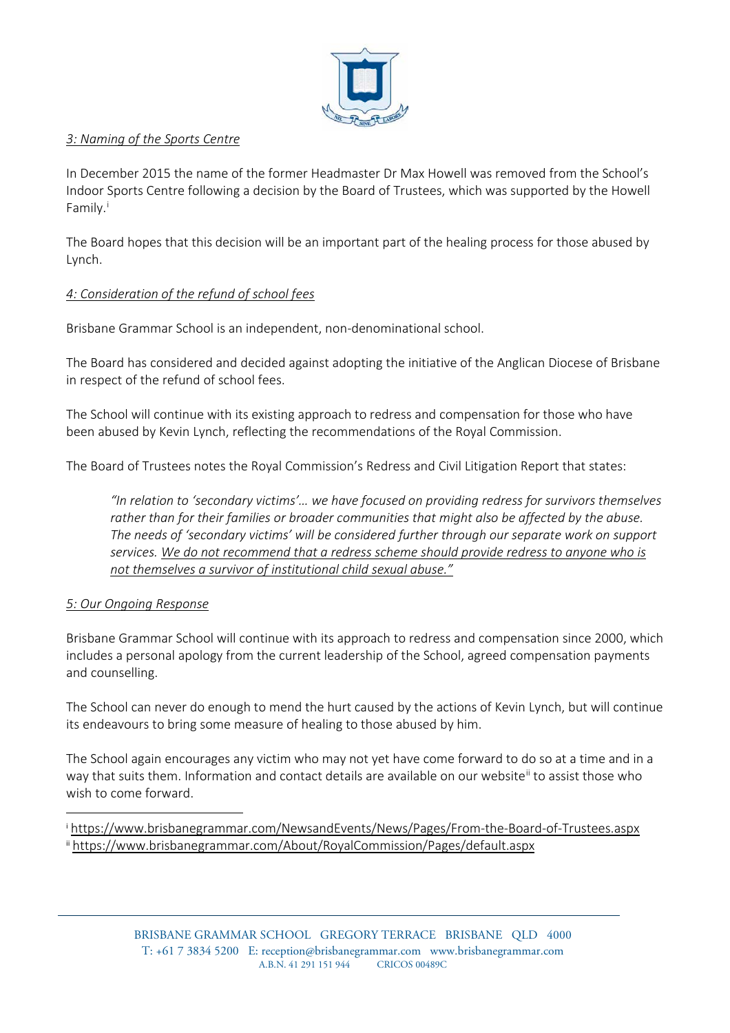*3: Naming of the Sports Centre*

In December 2015 the name of the former Headmaster Dr Max Howell was removed from the School's Indoor Sports Centre following a decision by the Board of Trustees, which was supported by the Howell Family.[i]

The Board hopes that this decision will be an important part of the healing process for those abused by Lynch.

*4: Consideration of the refund of school fees*

Brisbane Grammar School is an independent, non-denominational school.

The Board has considered and decided against adopting the initiative of the Anglican Diocese of Brisbane in respect of the refund of school fees.

The School will continue with its existing approach to redress and compensation for those who have been abused by Kevin Lynch, reflecting the recommendations of the Royal Commission.

The Board of Trustees notes the Royal Commission's Redress and Civil Litigation Report that states:

> *"In relation to 'secondary victims'… we have focused on providing redress for survivors themselves rather than for their families or broader communities that might also be affected by the abuse. The needs of 'secondary victims' will be considered further through our separate work on support services. We do not recommend that a redress scheme should provide redress to anyone who is not themselves a survivor of institutional child sexual abuse."*

*5: Our Ongoing Response*

Brisbane Grammar School will continue with its approach to redress and compensation since 2000, which includes a personal apology from the current leadership of the School, agreed compensation payments and counselling.

The School can never do enough to mend the hurt caused by the actions of Kevin Lynch, but will continue its endeavours to bring some measure of healing to those abused by him.

The School again encourages any victim who may not yet have come forward to do so at a time and in a way that suits them. Information and contact details are available on our website[ii] to assist those who wish to come forward.

---

[i] https://www.brisbanegrammar.com/NewsandEvents/News/Pages/From-the-Board-of-Trustees.aspx
[ii] https://www.brisbanegrammar.com/About/RoyalCommission/Pages/default.aspx